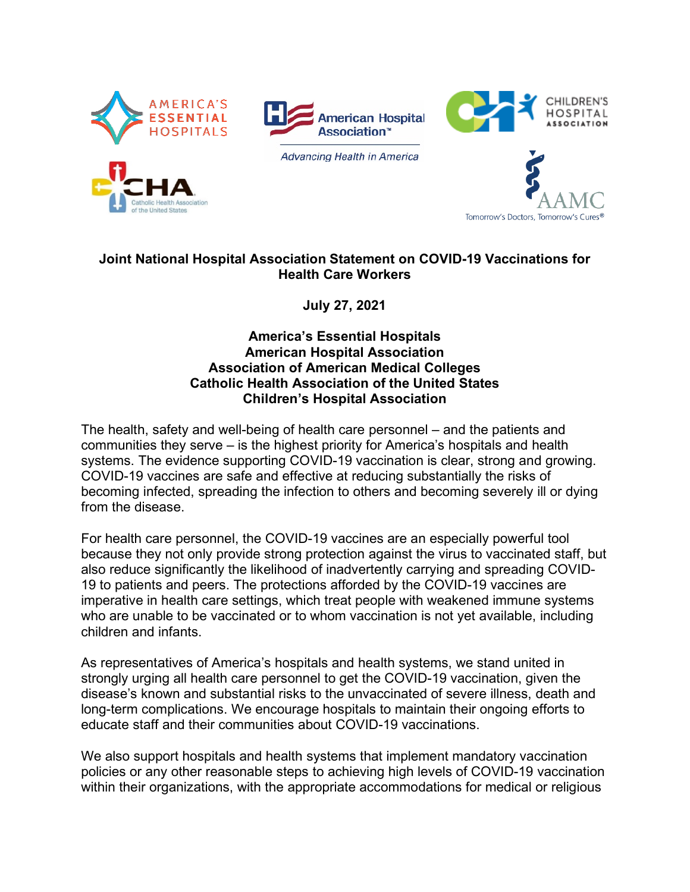# Joint National Hospital Association Statement on COVID-19 Vaccinations for Health Care Workers

**July 27, 2021**

**America's Essential Hospitals**
**American Hospital Association**
**Association of American Medical Colleges**
**Catholic Health Association of the United States**
**Children's Hospital Association**

The health, safety and well-being of health care personnel – and the patients and communities they serve – is the highest priority for America's hospitals and health systems. The evidence supporting COVID-19 vaccination is clear, strong and growing. COVID-19 vaccines are safe and effective at reducing substantially the risks of becoming infected, spreading the infection to others and becoming severely ill or dying from the disease.

For health care personnel, the COVID-19 vaccines are an especially powerful tool because they not only provide strong protection against the virus to vaccinated staff, but also reduce significantly the likelihood of inadvertently carrying and spreading COVID-19 to patients and peers. The protections afforded by the COVID-19 vaccines are imperative in health care settings, which treat people with weakened immune systems who are unable to be vaccinated or to whom vaccination is not yet available, including children and infants.

As representatives of America's hospitals and health systems, we stand united in strongly urging all health care personnel to get the COVID-19 vaccination, given the disease's known and substantial risks to the unvaccinated of severe illness, death and long-term complications. We encourage hospitals to maintain their ongoing efforts to educate staff and their communities about COVID-19 vaccinations.

We also support hospitals and health systems that implement mandatory vaccination policies or any other reasonable steps to achieving high levels of COVID-19 vaccination within their organizations, with the appropriate accommodations for medical or religious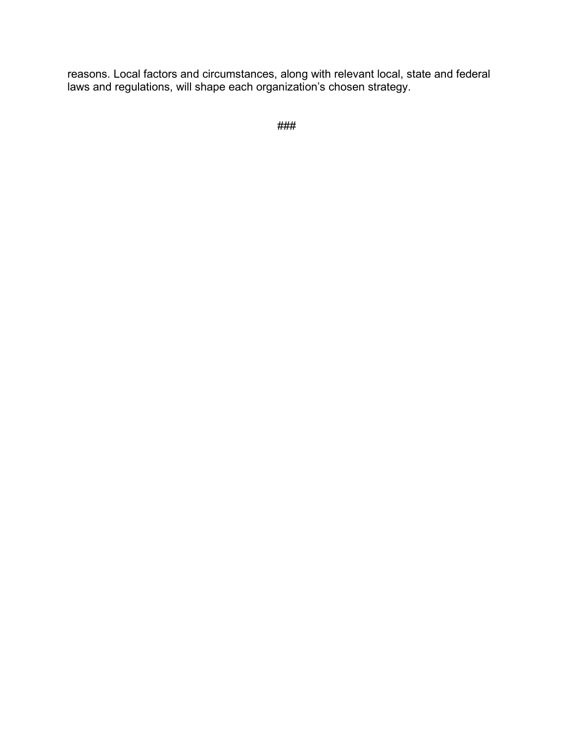reasons. Local factors and circumstances, along with relevant local, state and federal laws and regulations, will shape each organization's chosen strategy.

###